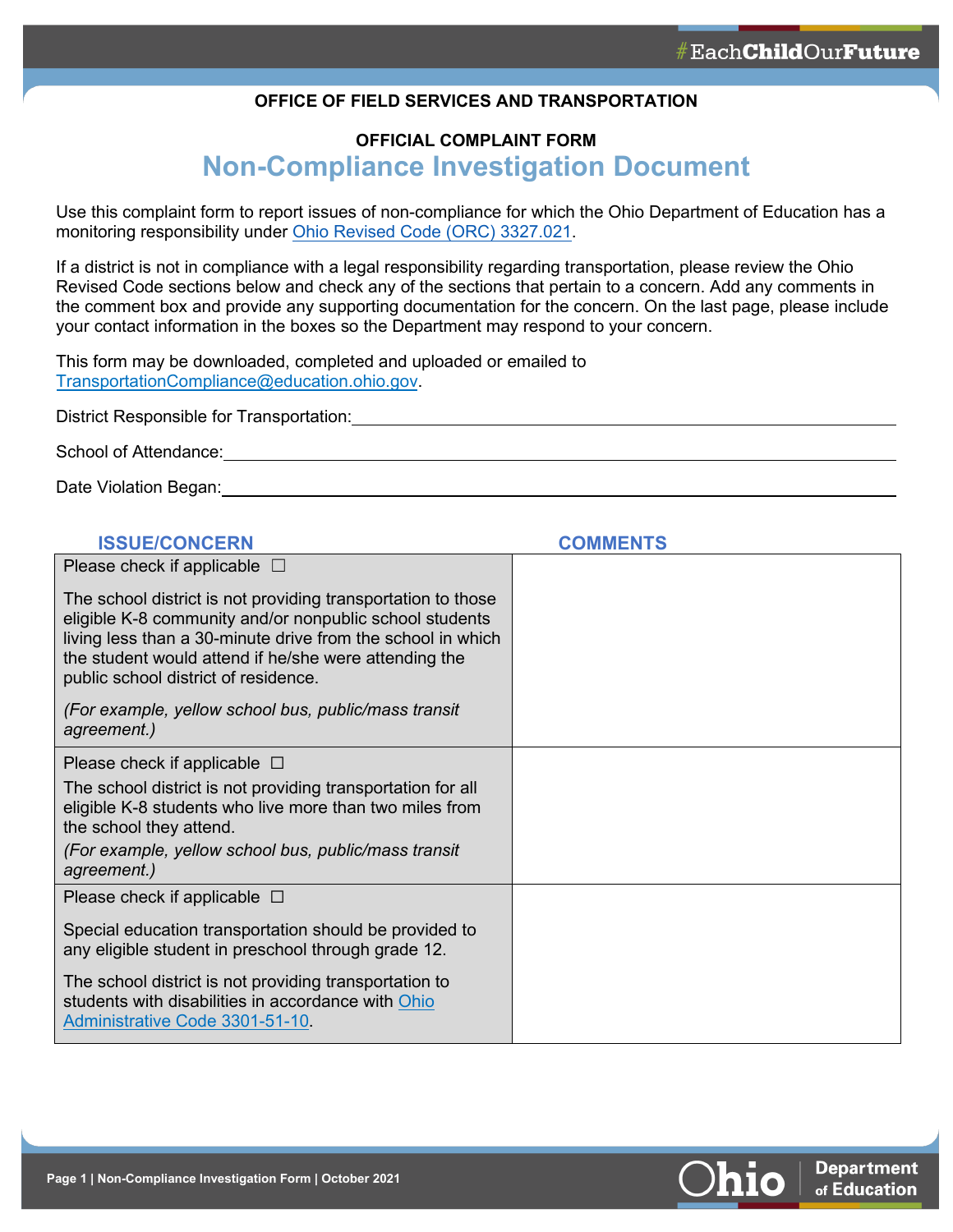**OFFICE OF FIELD SERVICES AND TRANSPORTATION**

**OFFICIAL COMPLAINT FORM**

# Non-Compliance Investigation Document

Use this complaint form to report issues of non-compliance for which the Ohio Department of Education has a monitoring responsibility under Ohio Revised Code (ORC) 3327.021.

If a district is not in compliance with a legal responsibility regarding transportation, please review the Ohio Revised Code sections below and check any of the sections that pertain to a concern. Add any comments in the comment box and provide any supporting documentation for the concern. On the last page, please include your contact information in the boxes so the Department may respond to your concern.

This form may be downloaded, completed and uploaded or emailed to TransportationCompliance@education.ohio.gov.

District Responsible for Transportation: ____________________

School of Attendance: ____________________

Date Violation Began: ____________________

| ISSUE/CONCERN | COMMENTS |
| --- | --- |
| Please check if applicable ☐<br><br>The school district is not providing transportation to those eligible K-8 community and/or nonpublic school students living less than a 30-minute drive from the school in which the student would attend if he/she were attending the public school district of residence.<br><br>*(For example, yellow school bus, public/mass transit agreement.)* | |
| Please check if applicable ☐<br><br>The school district is not providing transportation for all eligible K-8 students who live more than two miles from the school they attend.<br><br>*(For example, yellow school bus, public/mass transit agreement.)* | |
| Please check if applicable ☐<br><br>Special education transportation should be provided to any eligible student in preschool through grade 12.<br><br>The school district is not providing transportation to students with disabilities in accordance with Ohio Administrative Code 3301-51-10. | |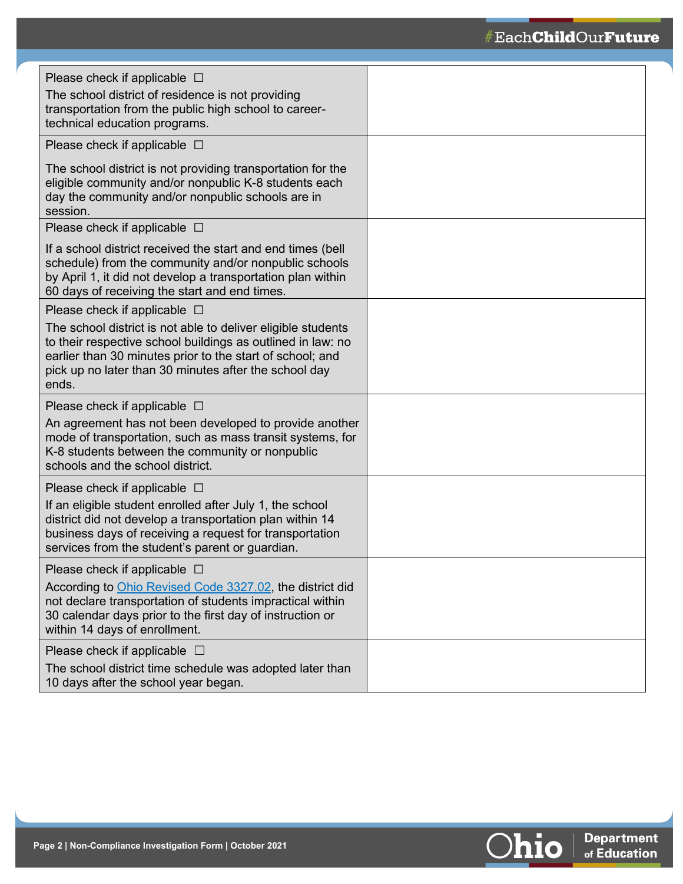| | |
|---|---|
| Please check if applicable ☐<br>The school district of residence is not providing transportation from the public high school to career-technical education programs. | |
| Please check if applicable ☐<br>The school district is not providing transportation for the eligible community and/or nonpublic K-8 students each day the community and/or nonpublic schools are in session. | |
| Please check if applicable ☐<br>If a school district received the start and end times (bell schedule) from the community and/or nonpublic schools by April 1, it did not develop a transportation plan within 60 days of receiving the start and end times. | |
| Please check if applicable ☐<br>The school district is not able to deliver eligible students to their respective school buildings as outlined in law: no earlier than 30 minutes prior to the start of school; and pick up no later than 30 minutes after the school day ends. | |
| Please check if applicable ☐<br>An agreement has not been developed to provide another mode of transportation, such as mass transit systems, for K-8 students between the community or nonpublic schools and the school district. | |
| Please check if applicable ☐<br>If an eligible student enrolled after July 1, the school district did not develop a transportation plan within 14 business days of receiving a request for transportation services from the student's parent or guardian. | |
| Please check if applicable ☐<br>According to [Ohio Revised Code 3327.02](), the district did not declare transportation of students impractical within 30 calendar days prior to the first day of instruction or within 14 days of enrollment. | |
| Please check if applicable ☐<br>The school district time schedule was adopted later than 10 days after the school year began. | |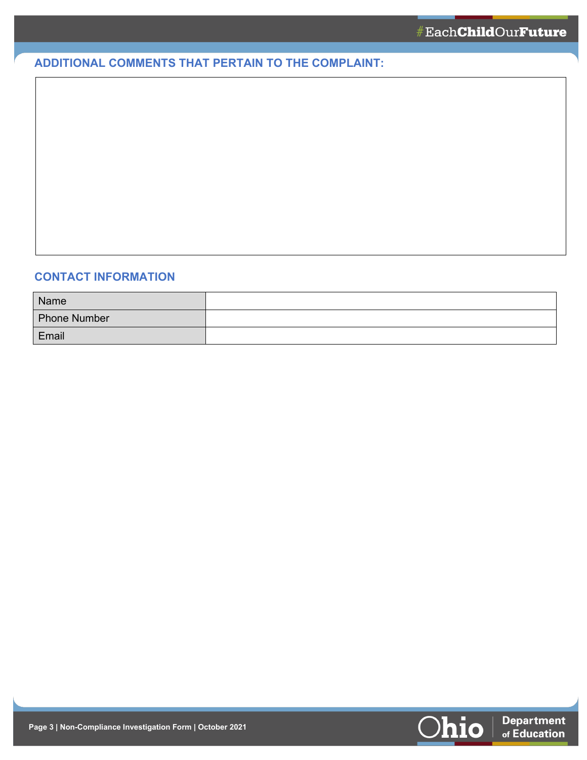## ADDITIONAL COMMENTS THAT PERTAIN TO THE COMPLAINT:

## CONTACT INFORMATION

| Name | |
|---|---|
| Phone Number | |
| Email | |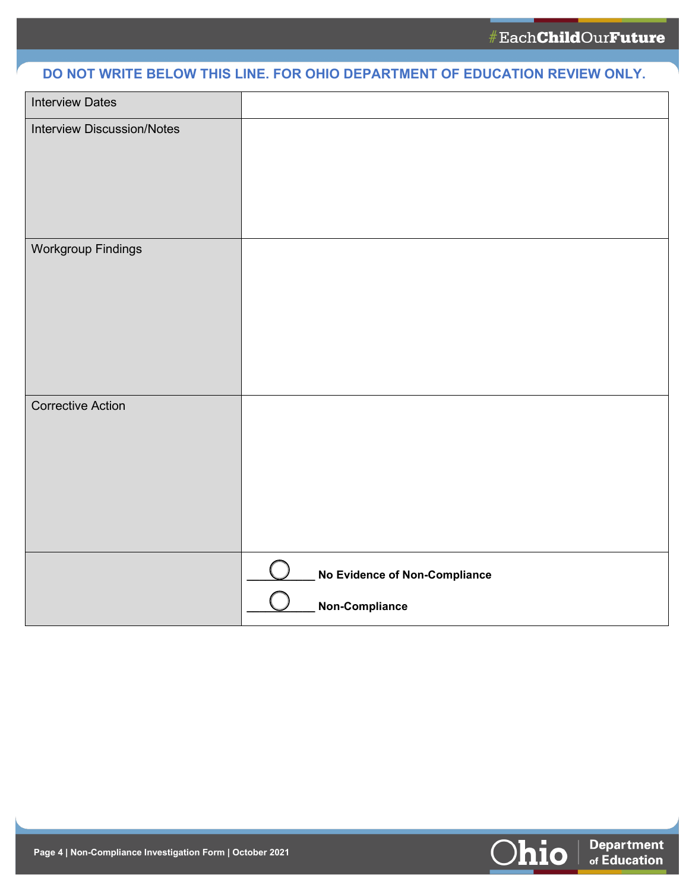**DO NOT WRITE BELOW THIS LINE. FOR OHIO DEPARTMENT OF EDUCATION REVIEW ONLY.**

| | |
|---|---|
| Interview Dates | |
| Interview Discussion/Notes | |
| Workgroup Findings | |
| Corrective Action | |
| | ○ **No Evidence of Non-Compliance**<br>○ **Non-Compliance** |